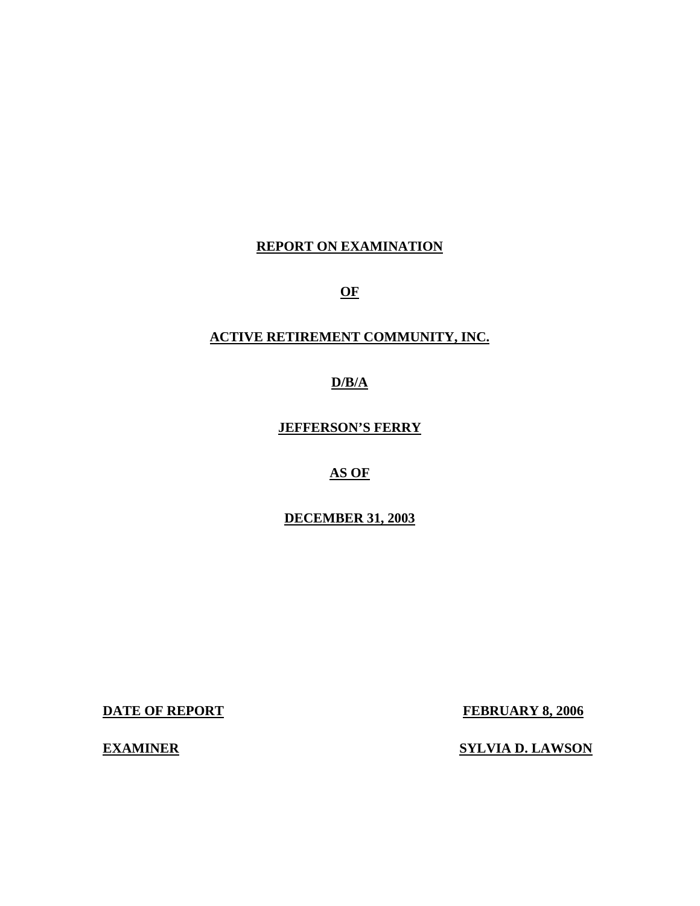**REPORT ON EXAMINATION**

**OF**

**ACTIVE RETIREMENT COMMUNITY, INC.**

**D/B/A**

**JEFFERSON'S FERRY**

**AS OF**

**DECEMBER 31, 2003**

| | |
|---|---|
| **DATE OF REPORT** | **FEBRUARY 8, 2006** |
| **EXAMINER** | **SYLVIA D. LAWSON** |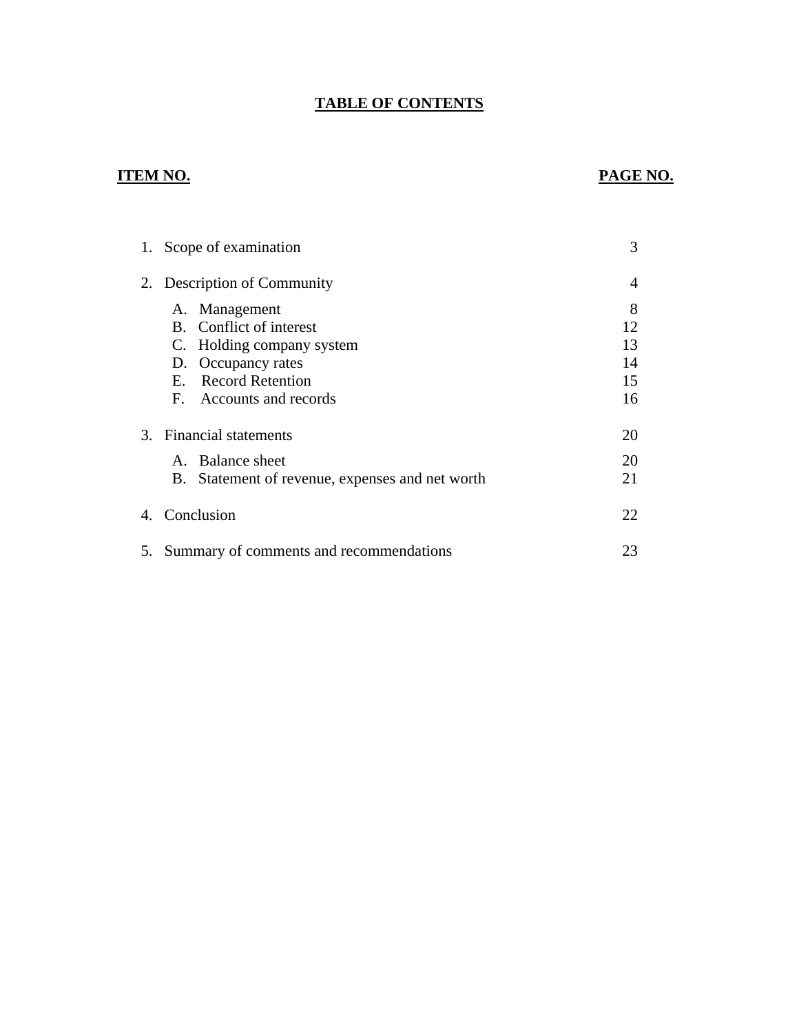# TABLE OF CONTENTS

| ITEM NO. | PAGE NO. |
|---|---|
| 1. Scope of examination | 3 |
| 2. Description of Community | 4 |
| A. Management | 8 |
| B. Conflict of interest | 12 |
| C. Holding company system | 13 |
| D. Occupancy rates | 14 |
| E. Record Retention | 15 |
| F. Accounts and records | 16 |
| 3. Financial statements | 20 |
| A. Balance sheet | 20 |
| B. Statement of revenue, expenses and net worth | 21 |
| 4. Conclusion | 22 |
| 5. Summary of comments and recommendations | 23 |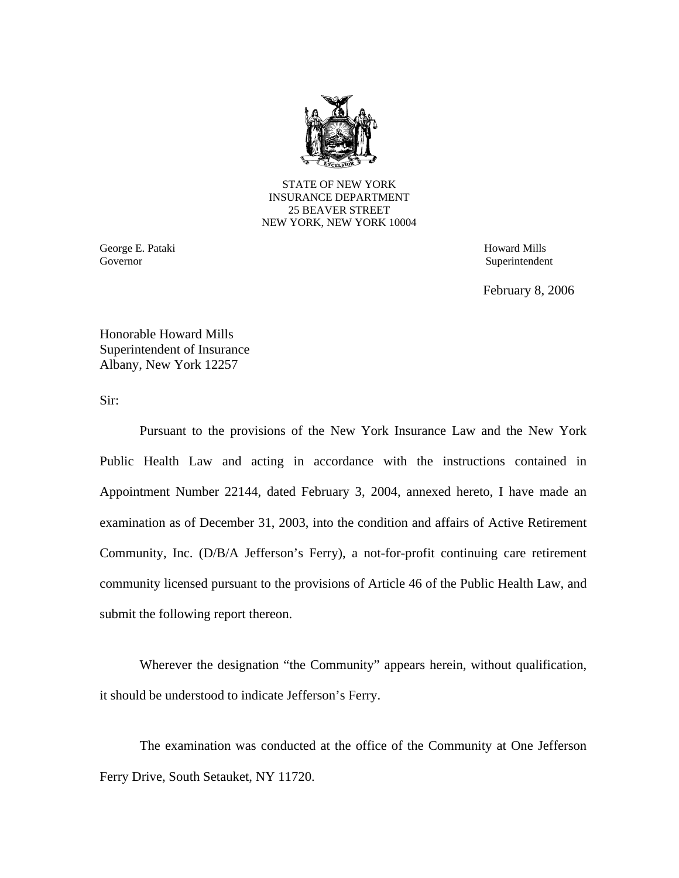STATE OF NEW YORK
INSURANCE DEPARTMENT
25 BEAVER STREET
NEW YORK, NEW YORK 10004

George E. Pataki
Governor

Howard Mills
Superintendent

February 8, 2006

Honorable Howard Mills
Superintendent of Insurance
Albany, New York 12257

Sir:

Pursuant to the provisions of the New York Insurance Law and the New York Public Health Law and acting in accordance with the instructions contained in Appointment Number 22144, dated February 3, 2004, annexed hereto, I have made an examination as of December 31, 2003, into the condition and affairs of Active Retirement Community, Inc. (D/B/A Jefferson's Ferry), a not-for-profit continuing care retirement community licensed pursuant to the provisions of Article 46 of the Public Health Law, and submit the following report thereon.

Wherever the designation "the Community" appears herein, without qualification, it should be understood to indicate Jefferson's Ferry.

The examination was conducted at the office of the Community at One Jefferson Ferry Drive, South Setauket, NY 11720.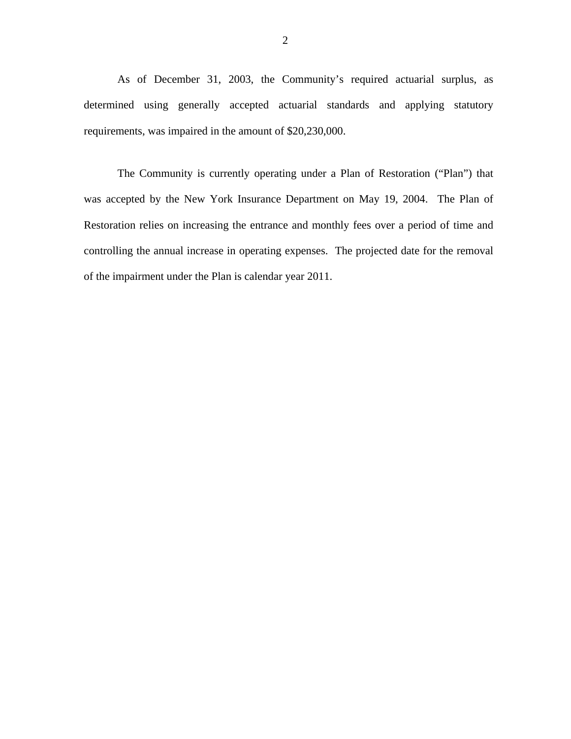As of December 31, 2003, the Community's required actuarial surplus, as determined using generally accepted actuarial standards and applying statutory requirements, was impaired in the amount of $20,230,000.

The Community is currently operating under a Plan of Restoration ("Plan") that was accepted by the New York Insurance Department on May 19, 2004. The Plan of Restoration relies on increasing the entrance and monthly fees over a period of time and controlling the annual increase in operating expenses. The projected date for the removal of the impairment under the Plan is calendar year 2011.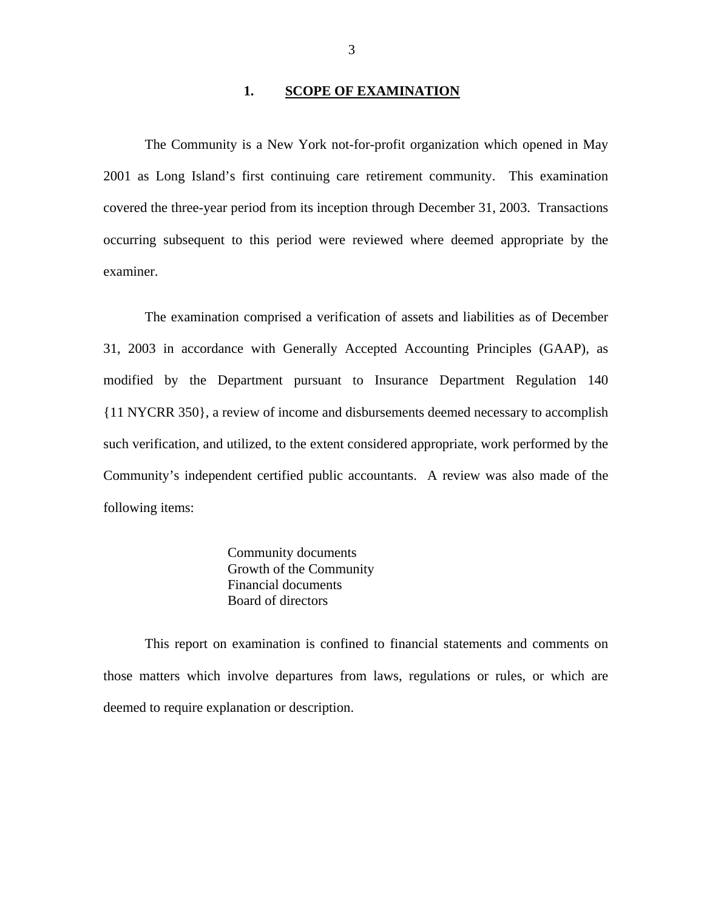## 1. SCOPE OF EXAMINATION

The Community is a New York not-for-profit organization which opened in May 2001 as Long Island's first continuing care retirement community. This examination covered the three-year period from its inception through December 31, 2003. Transactions occurring subsequent to this period were reviewed where deemed appropriate by the examiner.

The examination comprised a verification of assets and liabilities as of December 31, 2003 in accordance with Generally Accepted Accounting Principles (GAAP), as modified by the Department pursuant to Insurance Department Regulation 140 {11 NYCRR 350}, a review of income and disbursements deemed necessary to accomplish such verification, and utilized, to the extent considered appropriate, work performed by the Community's independent certified public accountants. A review was also made of the following items:

Community documents
Growth of the Community
Financial documents
Board of directors

This report on examination is confined to financial statements and comments on those matters which involve departures from laws, regulations or rules, or which are deemed to require explanation or description.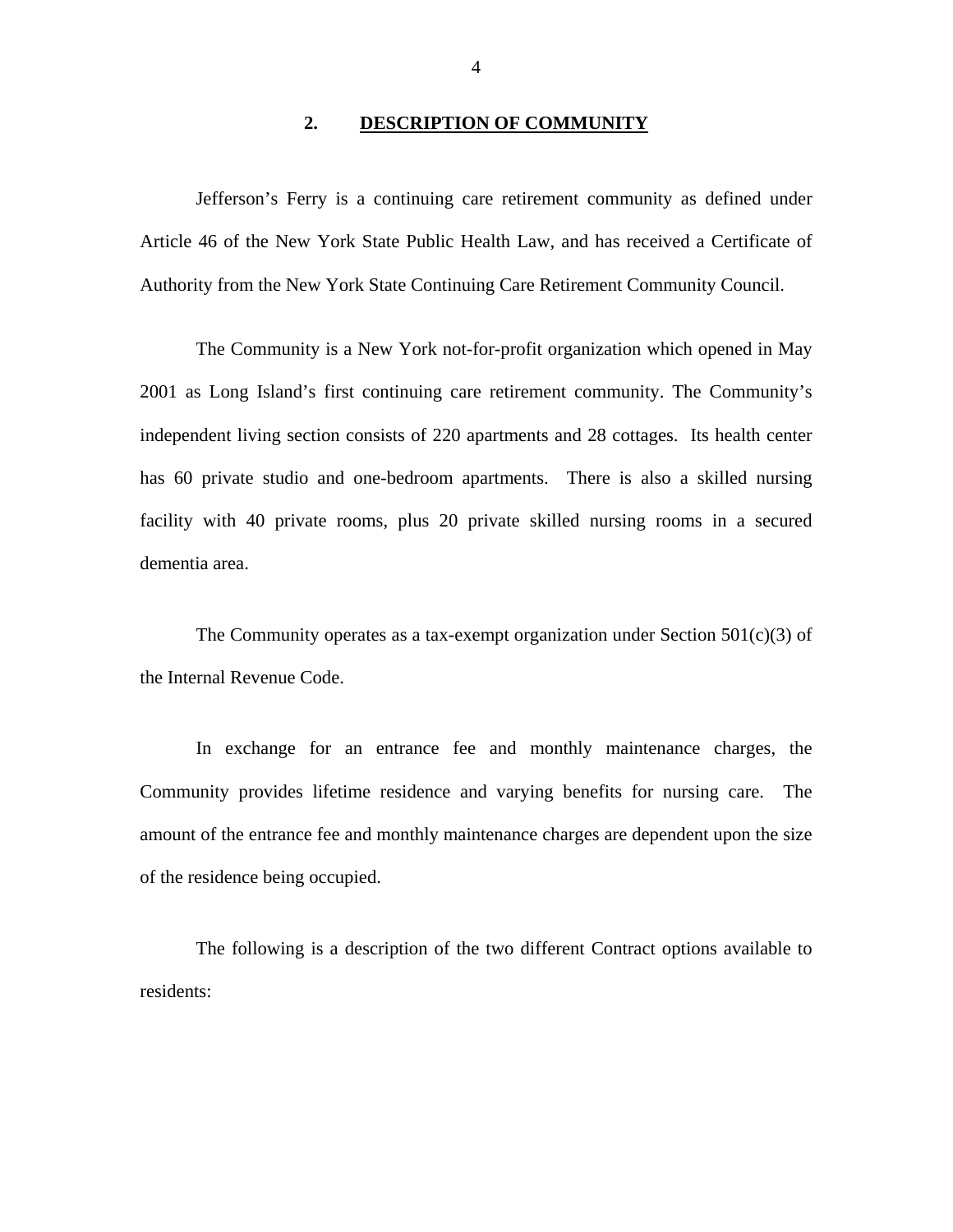## 2. DESCRIPTION OF COMMUNITY

Jefferson's Ferry is a continuing care retirement community as defined under Article 46 of the New York State Public Health Law, and has received a Certificate of Authority from the New York State Continuing Care Retirement Community Council.

The Community is a New York not-for-profit organization which opened in May 2001 as Long Island's first continuing care retirement community. The Community's independent living section consists of 220 apartments and 28 cottages. Its health center has 60 private studio and one-bedroom apartments. There is also a skilled nursing facility with 40 private rooms, plus 20 private skilled nursing rooms in a secured dementia area.

The Community operates as a tax-exempt organization under Section 501(c)(3) of the Internal Revenue Code.

In exchange for an entrance fee and monthly maintenance charges, the Community provides lifetime residence and varying benefits for nursing care. The amount of the entrance fee and monthly maintenance charges are dependent upon the size of the residence being occupied.

The following is a description of the two different Contract options available to residents: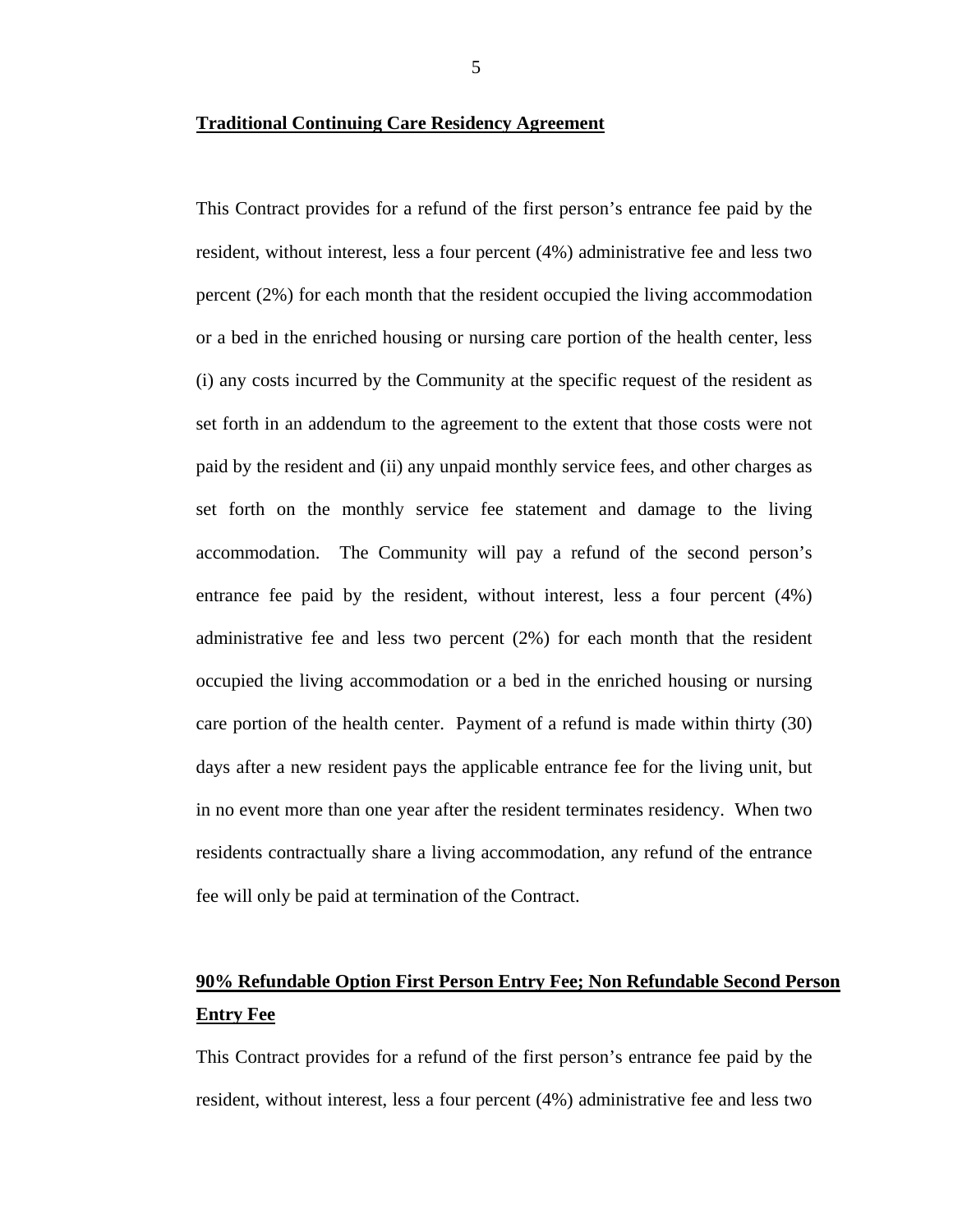**Traditional Continuing Care Residency Agreement**

This Contract provides for a refund of the first person's entrance fee paid by the resident, without interest, less a four percent (4%) administrative fee and less two percent (2%) for each month that the resident occupied the living accommodation or a bed in the enriched housing or nursing care portion of the health center, less (i) any costs incurred by the Community at the specific request of the resident as set forth in an addendum to the agreement to the extent that those costs were not paid by the resident and (ii) any unpaid monthly service fees, and other charges as set forth on the monthly service fee statement and damage to the living accommodation. The Community will pay a refund of the second person's entrance fee paid by the resident, without interest, less a four percent (4%) administrative fee and less two percent (2%) for each month that the resident occupied the living accommodation or a bed in the enriched housing or nursing care portion of the health center. Payment of a refund is made within thirty (30) days after a new resident pays the applicable entrance fee for the living unit, but in no event more than one year after the resident terminates residency. When two residents contractually share a living accommodation, any refund of the entrance fee will only be paid at termination of the Contract.

**90% Refundable Option First Person Entry Fee; Non Refundable Second Person Entry Fee**

This Contract provides for a refund of the first person's entrance fee paid by the resident, without interest, less a four percent (4%) administrative fee and less two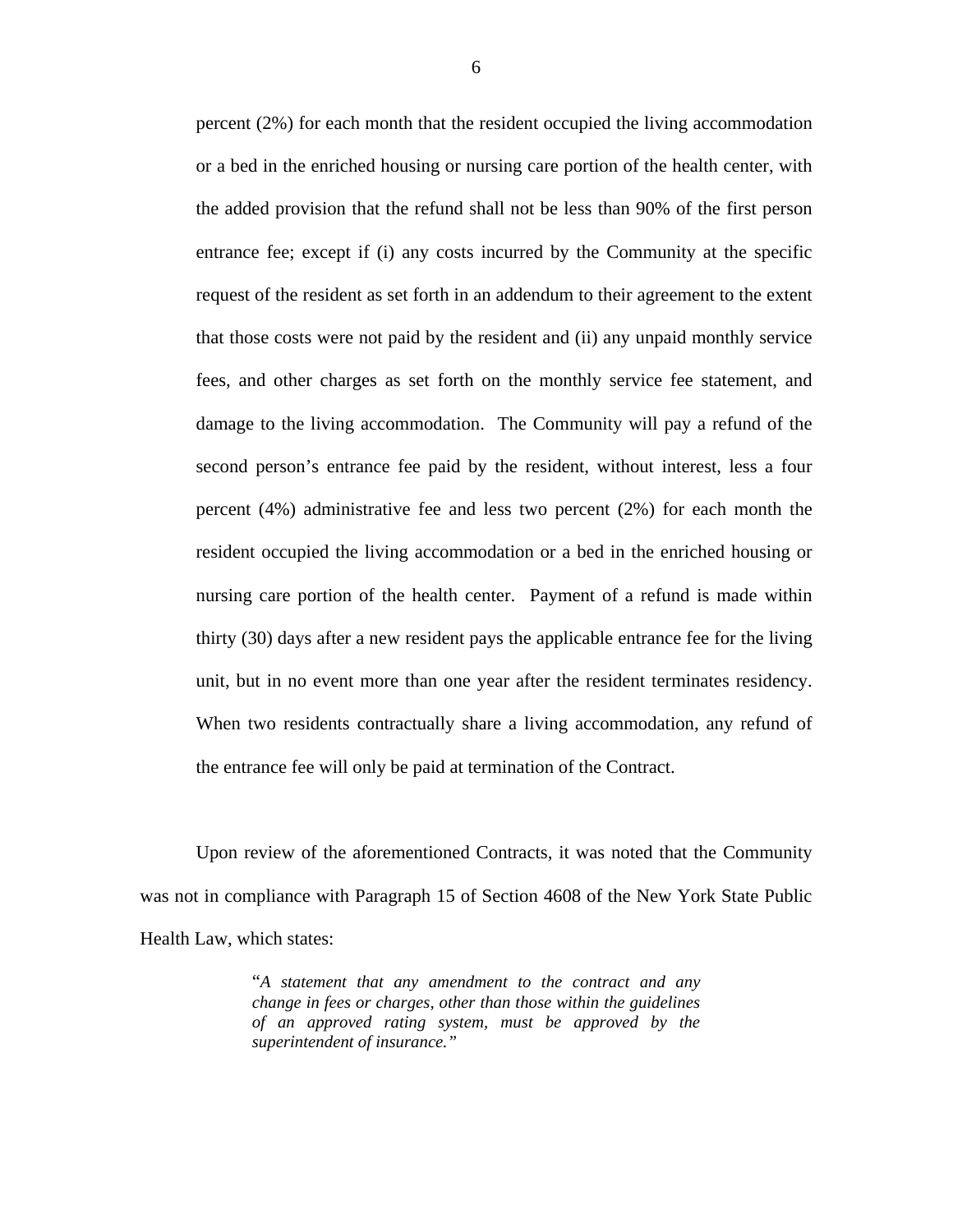percent (2%) for each month that the resident occupied the living accommodation or a bed in the enriched housing or nursing care portion of the health center, with the added provision that the refund shall not be less than 90% of the first person entrance fee; except if (i) any costs incurred by the Community at the specific request of the resident as set forth in an addendum to their agreement to the extent that those costs were not paid by the resident and (ii) any unpaid monthly service fees, and other charges as set forth on the monthly service fee statement, and damage to the living accommodation. The Community will pay a refund of the second person's entrance fee paid by the resident, without interest, less a four percent (4%) administrative fee and less two percent (2%) for each month the resident occupied the living accommodation or a bed in the enriched housing or nursing care portion of the health center. Payment of a refund is made within thirty (30) days after a new resident pays the applicable entrance fee for the living unit, but in no event more than one year after the resident terminates residency. When two residents contractually share a living accommodation, any refund of the entrance fee will only be paid at termination of the Contract.

Upon review of the aforementioned Contracts, it was noted that the Community was not in compliance with Paragraph 15 of Section 4608 of the New York State Public Health Law, which states:

> "*A statement that any amendment to the contract and any change in fees or charges, other than those within the guidelines of an approved rating system, must be approved by the superintendent of insurance.*"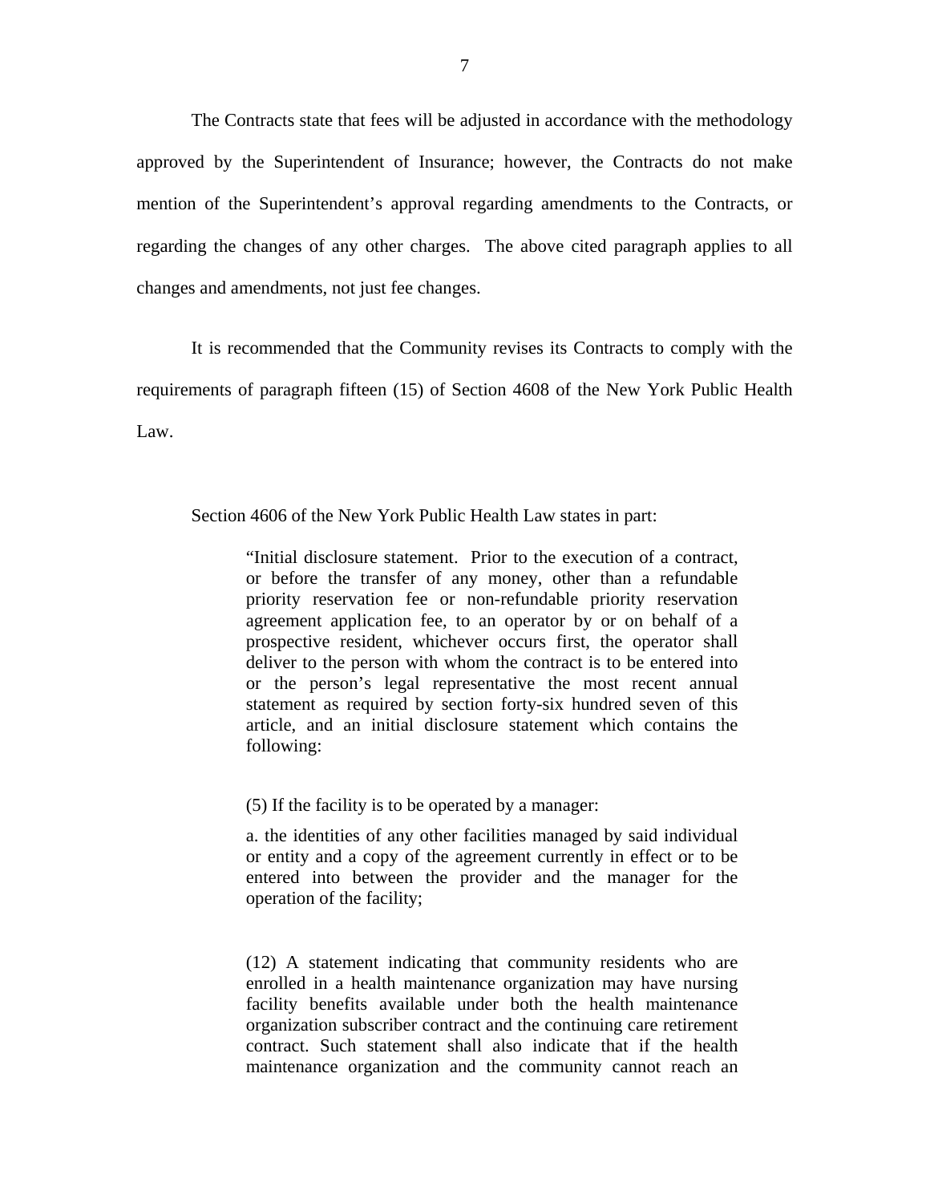The Contracts state that fees will be adjusted in accordance with the methodology approved by the Superintendent of Insurance; however, the Contracts do not make mention of the Superintendent's approval regarding amendments to the Contracts, or regarding the changes of any other charges. The above cited paragraph applies to all changes and amendments, not just fee changes.

It is recommended that the Community revises its Contracts to comply with the requirements of paragraph fifteen (15) of Section 4608 of the New York Public Health Law.

Section 4606 of the New York Public Health Law states in part:

> "Initial disclosure statement. Prior to the execution of a contract, or before the transfer of any money, other than a refundable priority reservation fee or non-refundable priority reservation agreement application fee, to an operator by or on behalf of a prospective resident, whichever occurs first, the operator shall deliver to the person with whom the contract is to be entered into or the person's legal representative the most recent annual statement as required by section forty-six hundred seven of this article, and an initial disclosure statement which contains the following:
>
> (5) If the facility is to be operated by a manager:
>
> a. the identities of any other facilities managed by said individual or entity and a copy of the agreement currently in effect or to be entered into between the provider and the manager for the operation of the facility;
>
> (12) A statement indicating that community residents who are enrolled in a health maintenance organization may have nursing facility benefits available under both the health maintenance organization subscriber contract and the continuing care retirement contract. Such statement shall also indicate that if the health maintenance organization and the community cannot reach an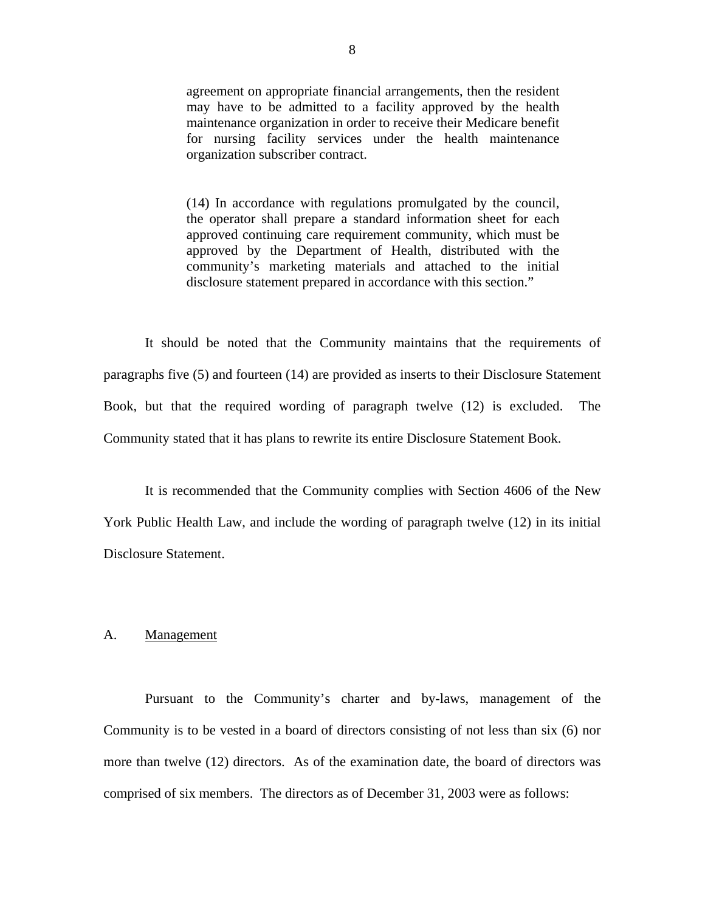> agreement on appropriate financial arrangements, then the resident may have to be admitted to a facility approved by the health maintenance organization in order to receive their Medicare benefit for nursing facility services under the health maintenance organization subscriber contract.
>
> (14) In accordance with regulations promulgated by the council, the operator shall prepare a standard information sheet for each approved continuing care requirement community, which must be approved by the Department of Health, distributed with the community's marketing materials and attached to the initial disclosure statement prepared in accordance with this section."

It should be noted that the Community maintains that the requirements of paragraphs five (5) and fourteen (14) are provided as inserts to their Disclosure Statement Book, but that the required wording of paragraph twelve (12) is excluded. The Community stated that it has plans to rewrite its entire Disclosure Statement Book.

It is recommended that the Community complies with Section 4606 of the New York Public Health Law, and include the wording of paragraph twelve (12) in its initial Disclosure Statement.

## A. Management

Pursuant to the Community's charter and by-laws, management of the Community is to be vested in a board of directors consisting of not less than six (6) nor more than twelve (12) directors. As of the examination date, the board of directors was comprised of six members. The directors as of December 31, 2003 were as follows: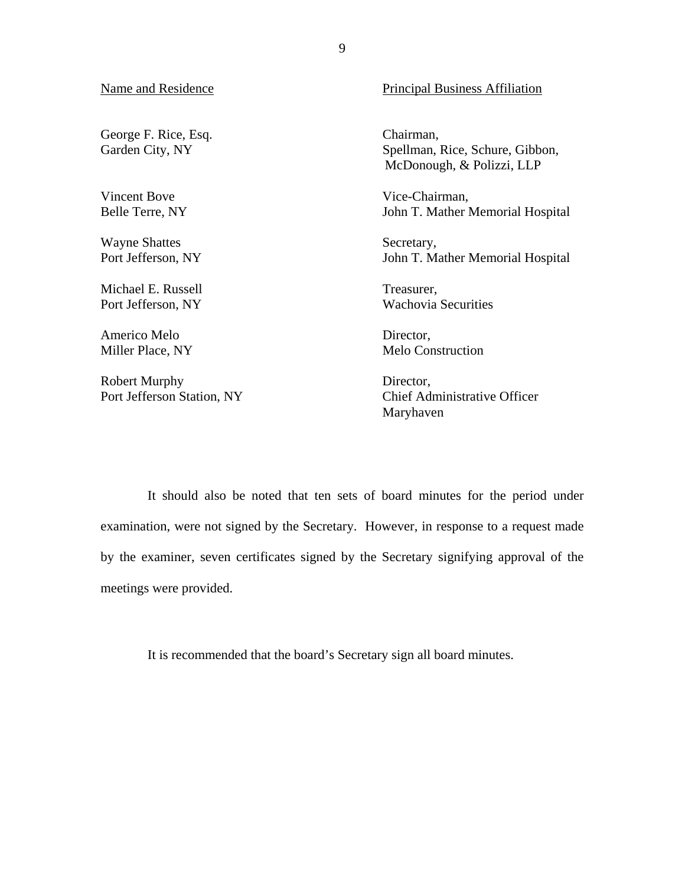| Name and Residence | Principal Business Affiliation |
|---|---|
| George F. Rice, Esq.<br>Garden City, NY | Chairman,<br>Spellman, Rice, Schure, Gibbon, McDonough, & Polizzi, LLP |
| Vincent Bove<br>Belle Terre, NY | Vice-Chairman,<br>John T. Mather Memorial Hospital |
| Wayne Shattes<br>Port Jefferson, NY | Secretary,<br>John T. Mather Memorial Hospital |
| Michael E. Russell<br>Port Jefferson, NY | Treasurer,<br>Wachovia Securities |
| Americo Melo<br>Miller Place, NY | Director,<br>Melo Construction |
| Robert Murphy<br>Port Jefferson Station, NY | Director,<br>Chief Administrative Officer<br>Maryhaven |

It should also be noted that ten sets of board minutes for the period under examination, were not signed by the Secretary. However, in response to a request made by the examiner, seven certificates signed by the Secretary signifying approval of the meetings were provided.

It is recommended that the board's Secretary sign all board minutes.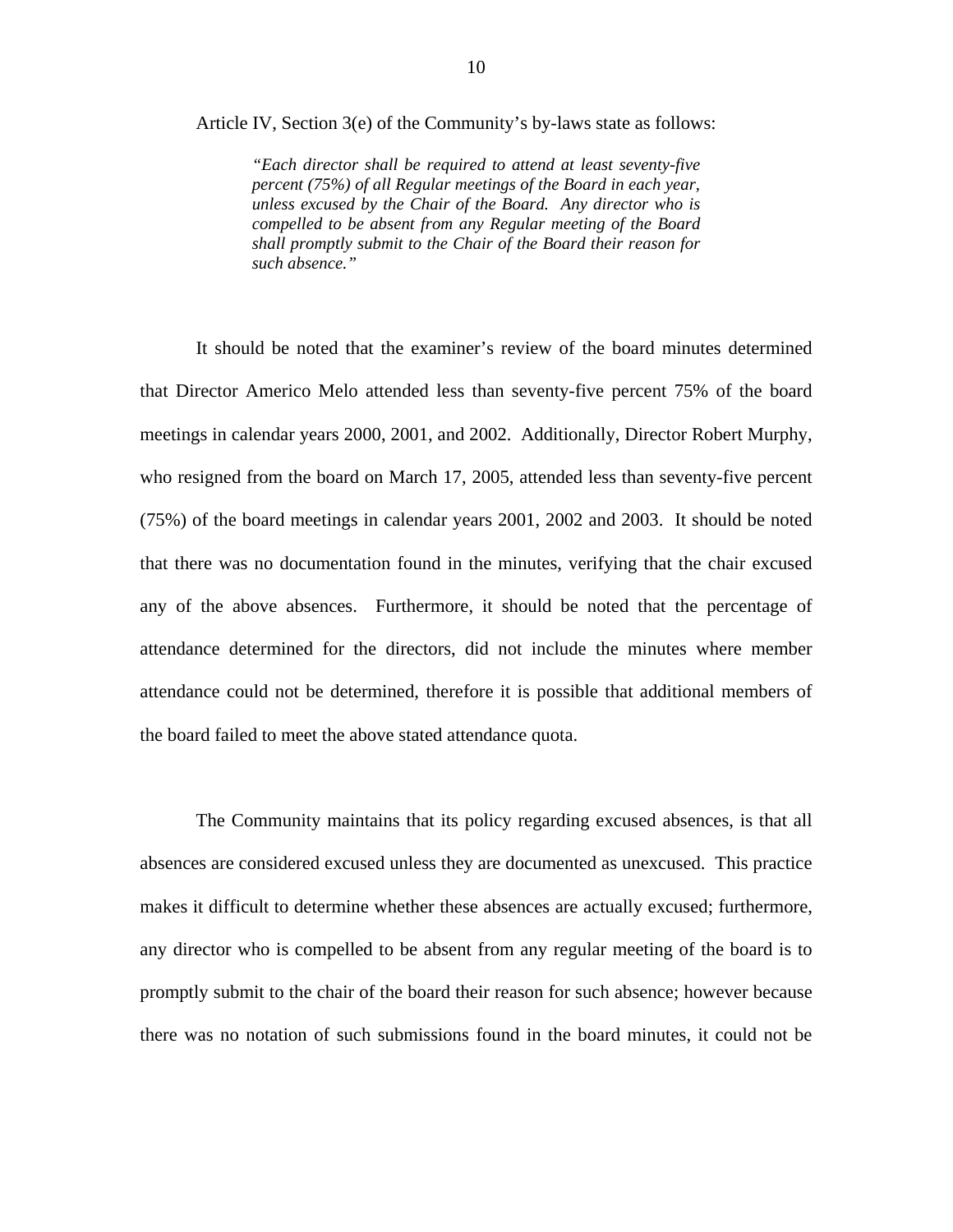Article IV, Section 3(e) of the Community's by-laws state as follows:

> *"Each director shall be required to attend at least seventy-five percent (75%) of all Regular meetings of the Board in each year, unless excused by the Chair of the Board. Any director who is compelled to be absent from any Regular meeting of the Board shall promptly submit to the Chair of the Board their reason for such absence."*

It should be noted that the examiner's review of the board minutes determined that Director Americo Melo attended less than seventy-five percent 75% of the board meetings in calendar years 2000, 2001, and 2002. Additionally, Director Robert Murphy, who resigned from the board on March 17, 2005, attended less than seventy-five percent (75%) of the board meetings in calendar years 2001, 2002 and 2003. It should be noted that there was no documentation found in the minutes, verifying that the chair excused any of the above absences. Furthermore, it should be noted that the percentage of attendance determined for the directors, did not include the minutes where member attendance could not be determined, therefore it is possible that additional members of the board failed to meet the above stated attendance quota.

The Community maintains that its policy regarding excused absences, is that all absences are considered excused unless they are documented as unexcused. This practice makes it difficult to determine whether these absences are actually excused; furthermore, any director who is compelled to be absent from any regular meeting of the board is to promptly submit to the chair of the board their reason for such absence; however because there was no notation of such submissions found in the board minutes, it could not be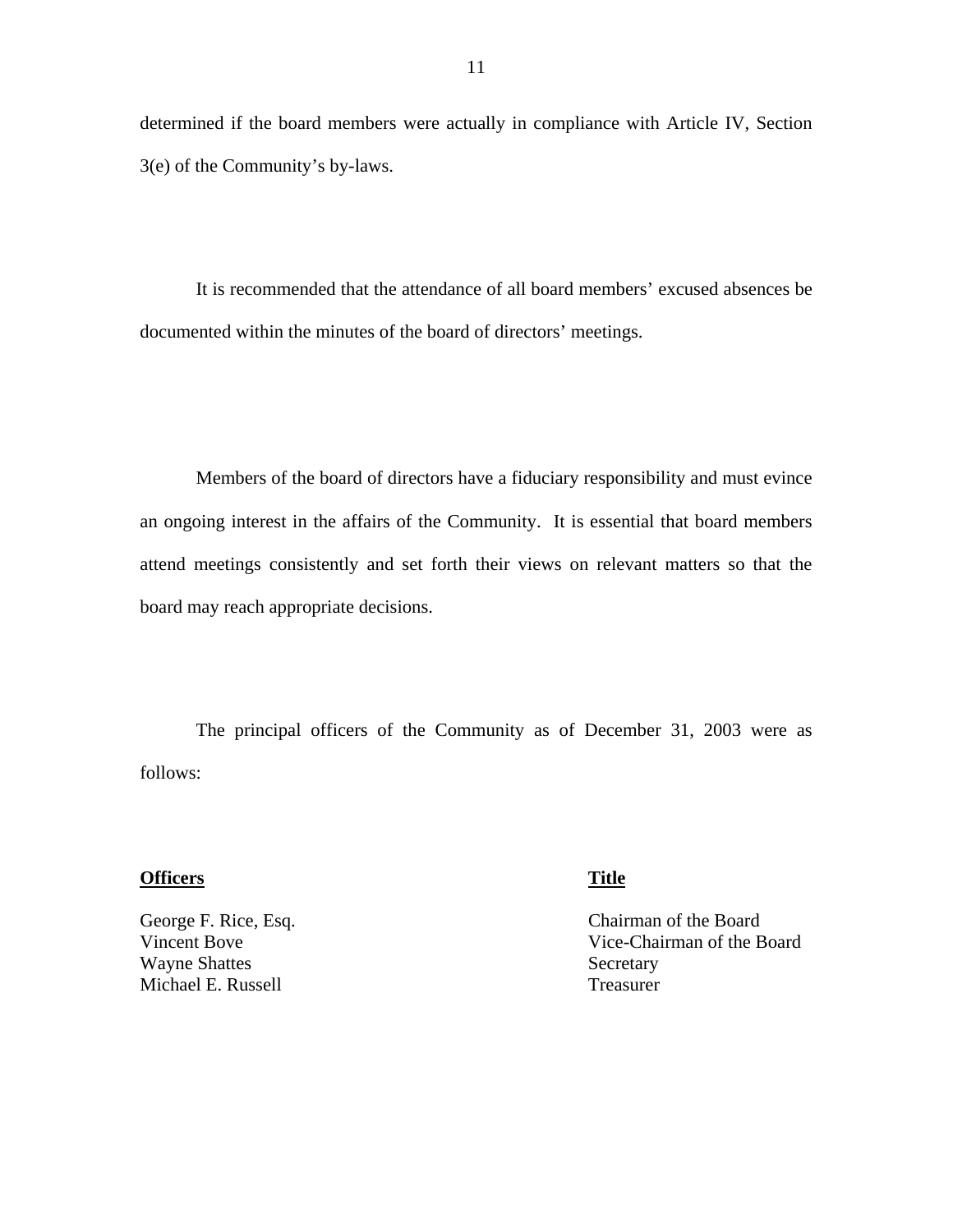determined if the board members were actually in compliance with Article IV, Section 3(e) of the Community's by-laws.

It is recommended that the attendance of all board members' excused absences be documented within the minutes of the board of directors' meetings.

Members of the board of directors have a fiduciary responsibility and must evince an ongoing interest in the affairs of the Community. It is essential that board members attend meetings consistently and set forth their views on relevant matters so that the board may reach appropriate decisions.

The principal officers of the Community as of December 31, 2003 were as follows:

| **Officers** | **Title** |
|---|---|
| George F. Rice, Esq. | Chairman of the Board |
| Vincent Bove | Vice-Chairman of the Board |
| Wayne Shattes | Secretary |
| Michael E. Russell | Treasurer |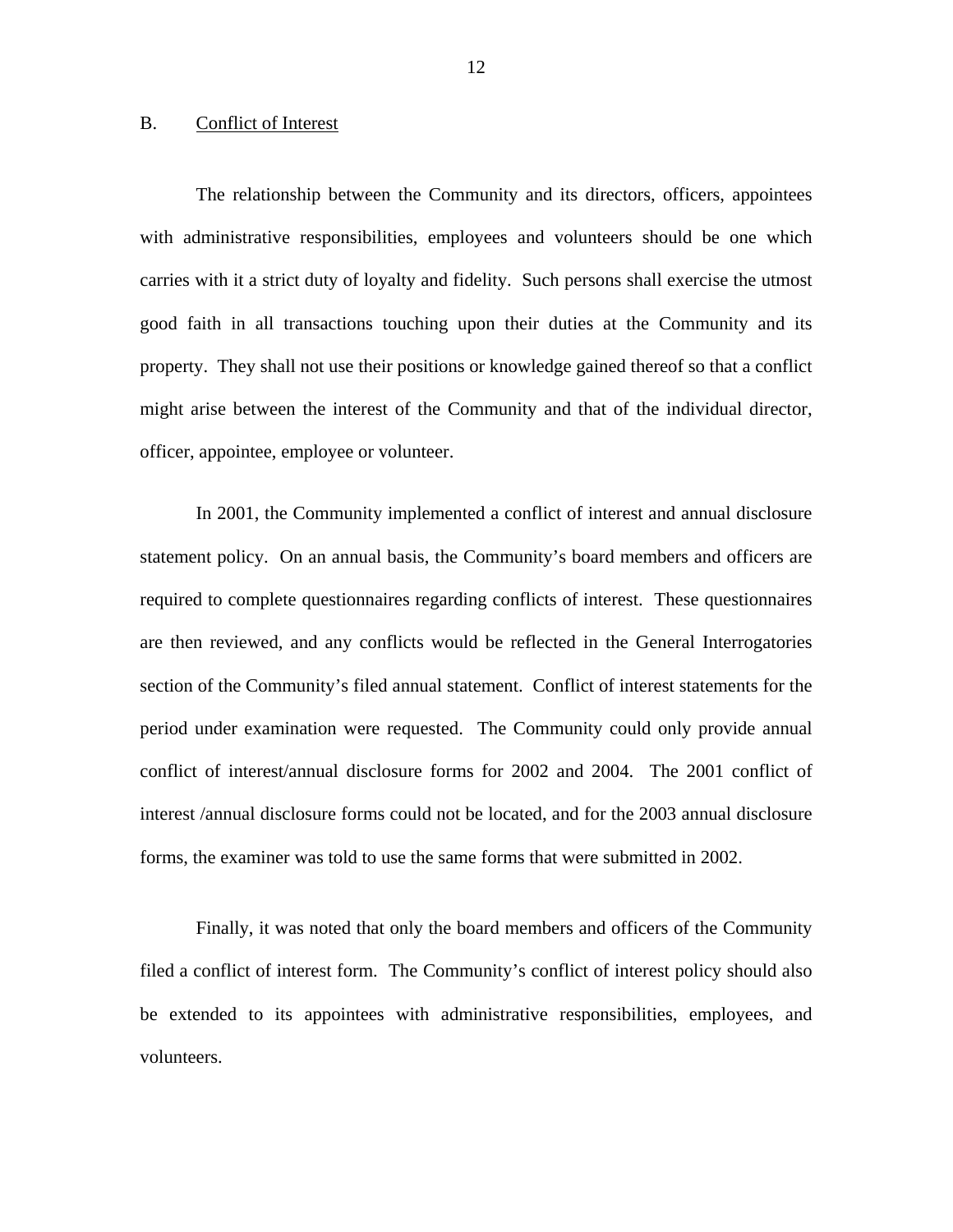## B. Conflict of Interest

The relationship between the Community and its directors, officers, appointees with administrative responsibilities, employees and volunteers should be one which carries with it a strict duty of loyalty and fidelity. Such persons shall exercise the utmost good faith in all transactions touching upon their duties at the Community and its property. They shall not use their positions or knowledge gained thereof so that a conflict might arise between the interest of the Community and that of the individual director, officer, appointee, employee or volunteer.

In 2001, the Community implemented a conflict of interest and annual disclosure statement policy. On an annual basis, the Community's board members and officers are required to complete questionnaires regarding conflicts of interest. These questionnaires are then reviewed, and any conflicts would be reflected in the General Interrogatories section of the Community's filed annual statement. Conflict of interest statements for the period under examination were requested. The Community could only provide annual conflict of interest/annual disclosure forms for 2002 and 2004. The 2001 conflict of interest /annual disclosure forms could not be located, and for the 2003 annual disclosure forms, the examiner was told to use the same forms that were submitted in 2002.

Finally, it was noted that only the board members and officers of the Community filed a conflict of interest form. The Community's conflict of interest policy should also be extended to its appointees with administrative responsibilities, employees, and volunteers.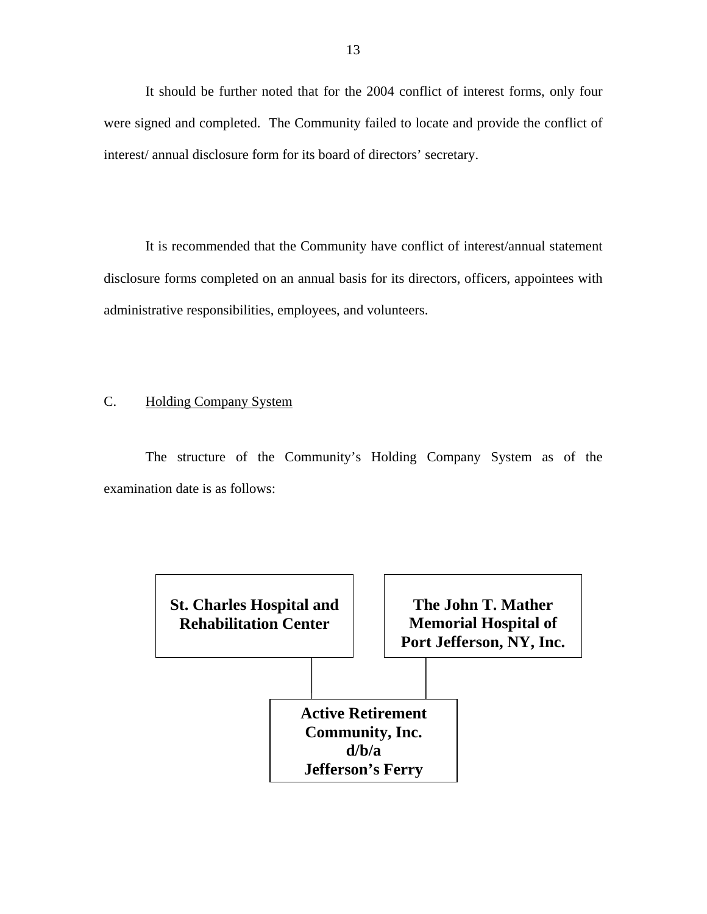It should be further noted that for the 2004 conflict of interest forms, only four were signed and completed. The Community failed to locate and provide the conflict of interest/ annual disclosure form for its board of directors' secretary.

It is recommended that the Community have conflict of interest/annual statement disclosure forms completed on an annual basis for its directors, officers, appointees with administrative responsibilities, employees, and volunteers.

C. Holding Company System

The structure of the Community's Holding Company System as of the examination date is as follows:

**St. Charles Hospital and Rehabilitation Center**

**The John T. Mather Memorial Hospital of Port Jefferson, NY, Inc.**

**Active Retirement Community, Inc. d/b/a Jefferson's Ferry**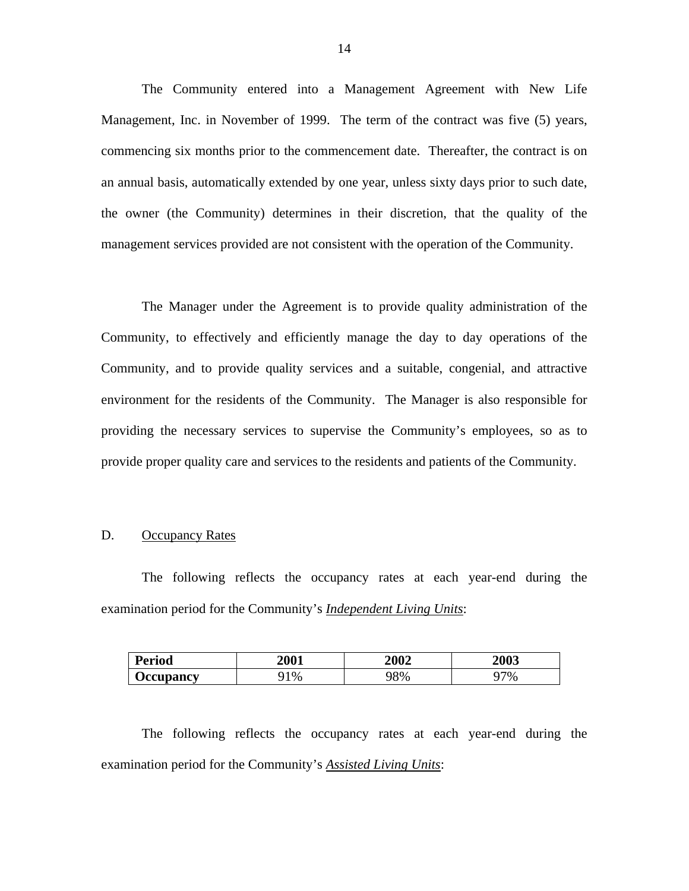The Community entered into a Management Agreement with New Life Management, Inc. in November of 1999. The term of the contract was five (5) years, commencing six months prior to the commencement date. Thereafter, the contract is on an annual basis, automatically extended by one year, unless sixty days prior to such date, the owner (the Community) determines in their discretion, that the quality of the management services provided are not consistent with the operation of the Community.

The Manager under the Agreement is to provide quality administration of the Community, to effectively and efficiently manage the day to day operations of the Community, and to provide quality services and a suitable, congenial, and attractive environment for the residents of the Community. The Manager is also responsible for providing the necessary services to supervise the Community's employees, so as to provide proper quality care and services to the residents and patients of the Community.

D. Occupancy Rates

The following reflects the occupancy rates at each year-end during the examination period for the Community's ***Independent Living Units***:

| **Period** | **2001** | **2002** | **2003** |
|---|---|---|---|
| **Occupancy** | 91% | 98% | 97% |

The following reflects the occupancy rates at each year-end during the examination period for the Community's ***Assisted Living Units***: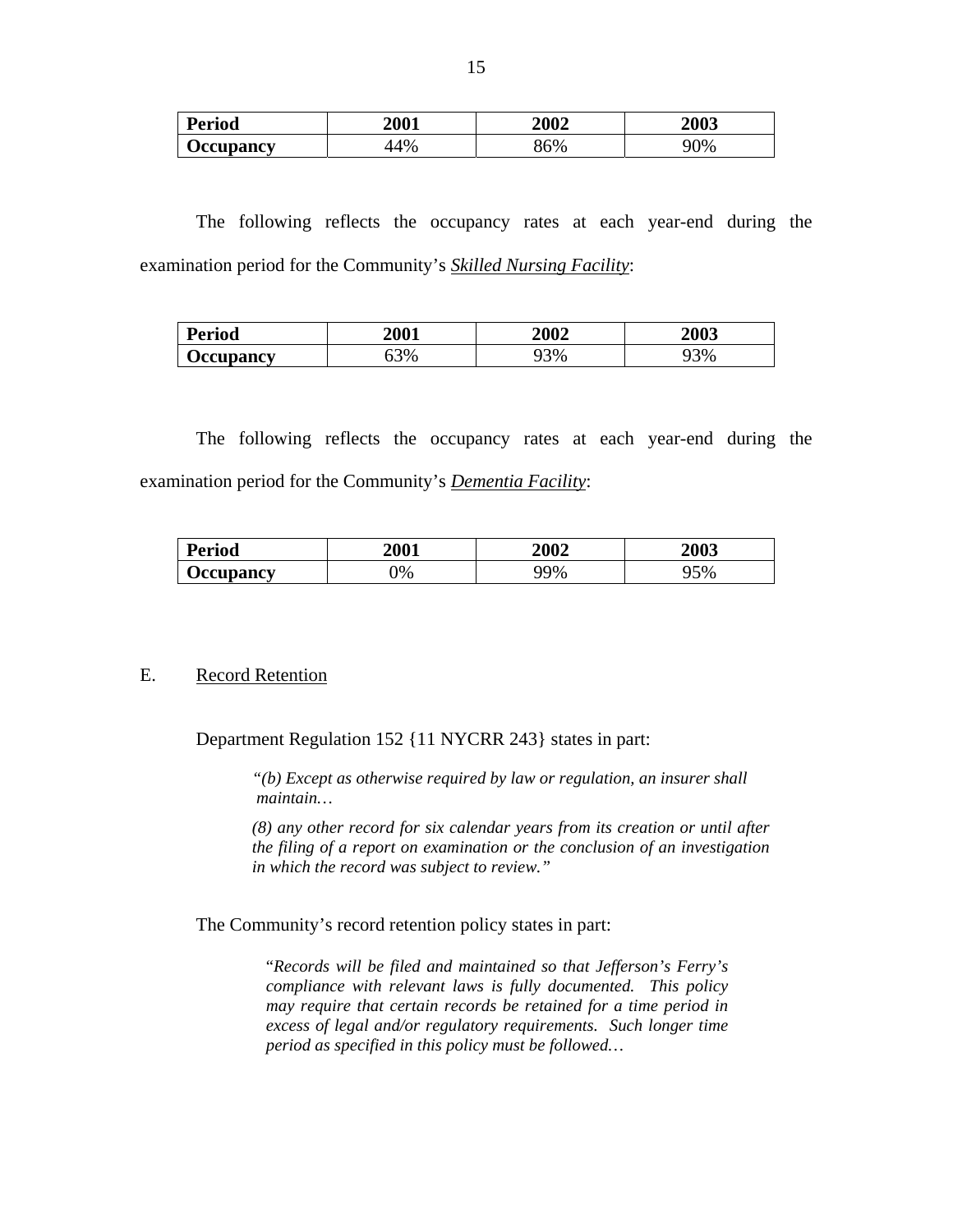| Period | 2001 | 2002 | 2003 |
|---|---|---|---|
| Occupancy | 44% | 86% | 90% |

The following reflects the occupancy rates at each year-end during the examination period for the Community's ***Skilled Nursing Facility***:

| Period | 2001 | 2002 | 2003 |
|---|---|---|---|
| Occupancy | 63% | 93% | 93% |

The following reflects the occupancy rates at each year-end during the examination period for the Community's ***Dementia Facility***:

| Period | 2001 | 2002 | 2003 |
|---|---|---|---|
| Occupancy | 0% | 99% | 95% |

## E. Record Retention

Department Regulation 152 {11 NYCRR 243} states in part:

> *"(b) Except as otherwise required by law or regulation, an insurer shall maintain…*
>
> *(8) any other record for six calendar years from its creation or until after the filing of a report on examination or the conclusion of an investigation in which the record was subject to review."*

The Community's record retention policy states in part:

> "*Records will be filed and maintained so that Jefferson's Ferry's compliance with relevant laws is fully documented. This policy may require that certain records be retained for a time period in excess of legal and/or regulatory requirements. Such longer time period as specified in this policy must be followed…*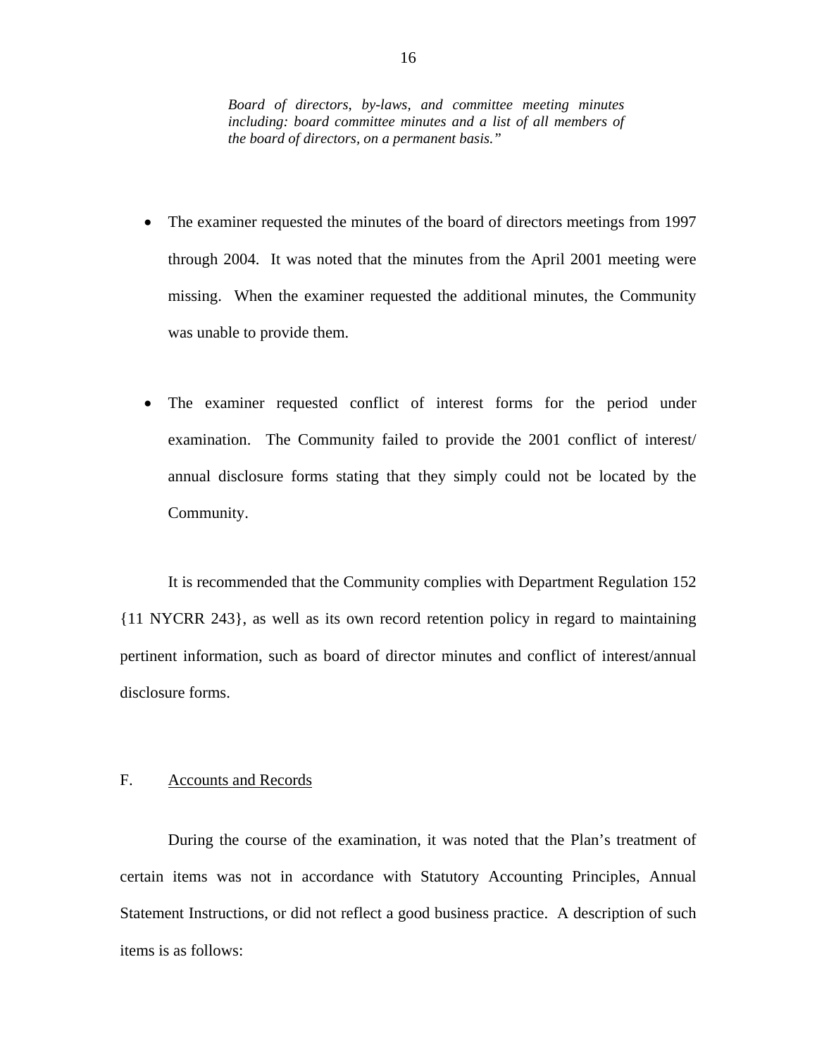> *Board of directors, by-laws, and committee meeting minutes including: board committee minutes and a list of all members of the board of directors, on a permanent basis."*

- The examiner requested the minutes of the board of directors meetings from 1997 through 2004. It was noted that the minutes from the April 2001 meeting were missing. When the examiner requested the additional minutes, the Community was unable to provide them.

- The examiner requested conflict of interest forms for the period under examination. The Community failed to provide the 2001 conflict of interest/ annual disclosure forms stating that they simply could not be located by the Community.

It is recommended that the Community complies with Department Regulation 152 {11 NYCRR 243}, as well as its own record retention policy in regard to maintaining pertinent information, such as board of director minutes and conflict of interest/annual disclosure forms.

F. Accounts and Records

During the course of the examination, it was noted that the Plan's treatment of certain items was not in accordance with Statutory Accounting Principles, Annual Statement Instructions, or did not reflect a good business practice. A description of such items is as follows: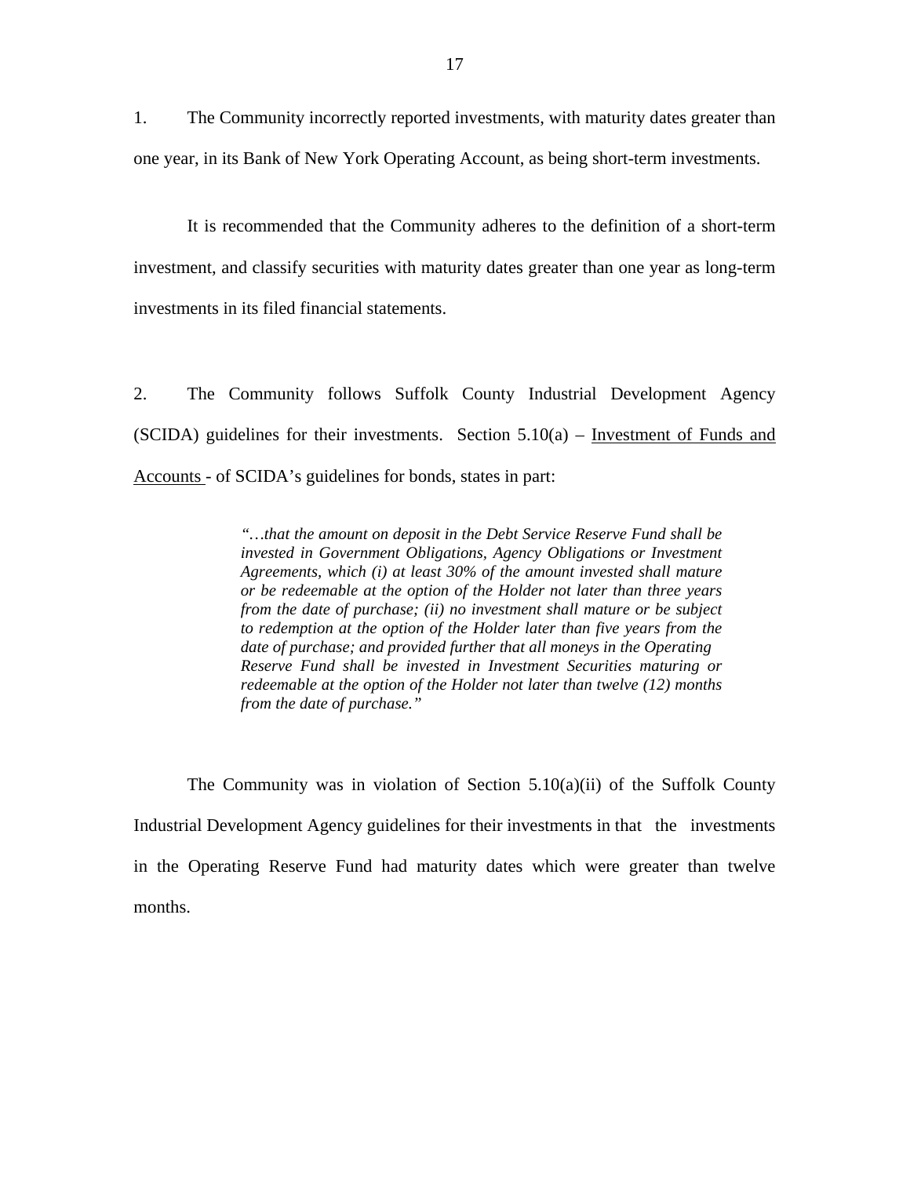1. The Community incorrectly reported investments, with maturity dates greater than one year, in its Bank of New York Operating Account, as being short-term investments.

It is recommended that the Community adheres to the definition of a short-term investment, and classify securities with maturity dates greater than one year as long-term investments in its filed financial statements.

2. The Community follows Suffolk County Industrial Development Agency (SCIDA) guidelines for their investments. Section 5.10(a) – Investment of Funds and Accounts - of SCIDA's guidelines for bonds, states in part:

> *"…that the amount on deposit in the Debt Service Reserve Fund shall be invested in Government Obligations, Agency Obligations or Investment Agreements, which (i) at least 30% of the amount invested shall mature or be redeemable at the option of the Holder not later than three years from the date of purchase; (ii) no investment shall mature or be subject to redemption at the option of the Holder later than five years from the date of purchase; and provided further that all moneys in the Operating Reserve Fund shall be invested in Investment Securities maturing or redeemable at the option of the Holder not later than twelve (12) months from the date of purchase."*

The Community was in violation of Section 5.10(a)(ii) of the Suffolk County Industrial Development Agency guidelines for their investments in that the investments in the Operating Reserve Fund had maturity dates which were greater than twelve months.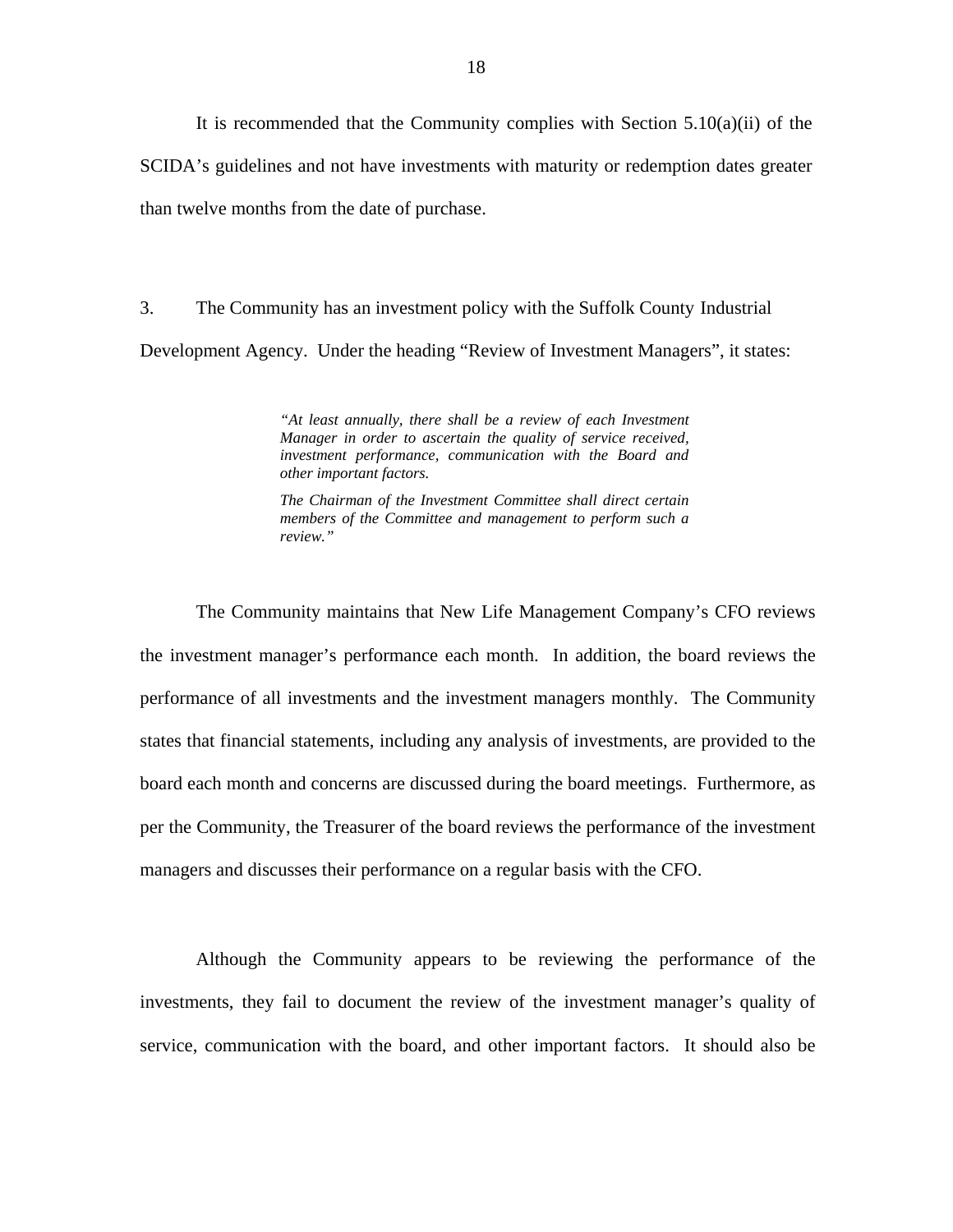It is recommended that the Community complies with Section 5.10(a)(ii) of the SCIDA's guidelines and not have investments with maturity or redemption dates greater than twelve months from the date of purchase.

3. The Community has an investment policy with the Suffolk County Industrial Development Agency. Under the heading "Review of Investment Managers", it states:

> *"At least annually, there shall be a review of each Investment Manager in order to ascertain the quality of service received, investment performance, communication with the Board and other important factors.*
>
> *The Chairman of the Investment Committee shall direct certain members of the Committee and management to perform such a review."*

The Community maintains that New Life Management Company's CFO reviews the investment manager's performance each month. In addition, the board reviews the performance of all investments and the investment managers monthly. The Community states that financial statements, including any analysis of investments, are provided to the board each month and concerns are discussed during the board meetings. Furthermore, as per the Community, the Treasurer of the board reviews the performance of the investment managers and discusses their performance on a regular basis with the CFO.

Although the Community appears to be reviewing the performance of the investments, they fail to document the review of the investment manager's quality of service, communication with the board, and other important factors. It should also be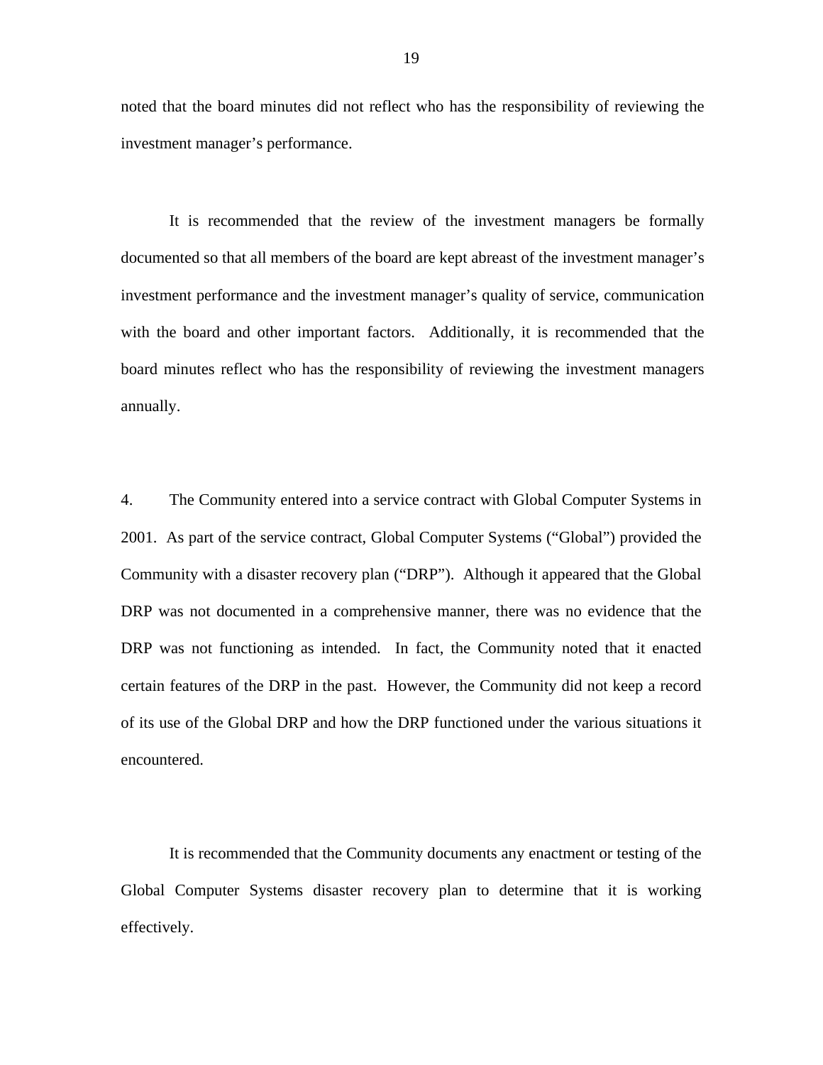noted that the board minutes did not reflect who has the responsibility of reviewing the investment manager's performance.

It is recommended that the review of the investment managers be formally documented so that all members of the board are kept abreast of the investment manager's investment performance and the investment manager's quality of service, communication with the board and other important factors. Additionally, it is recommended that the board minutes reflect who has the responsibility of reviewing the investment managers annually.

4. The Community entered into a service contract with Global Computer Systems in 2001. As part of the service contract, Global Computer Systems ("Global") provided the Community with a disaster recovery plan ("DRP"). Although it appeared that the Global DRP was not documented in a comprehensive manner, there was no evidence that the DRP was not functioning as intended. In fact, the Community noted that it enacted certain features of the DRP in the past. However, the Community did not keep a record of its use of the Global DRP and how the DRP functioned under the various situations it encountered.

It is recommended that the Community documents any enactment or testing of the Global Computer Systems disaster recovery plan to determine that it is working effectively.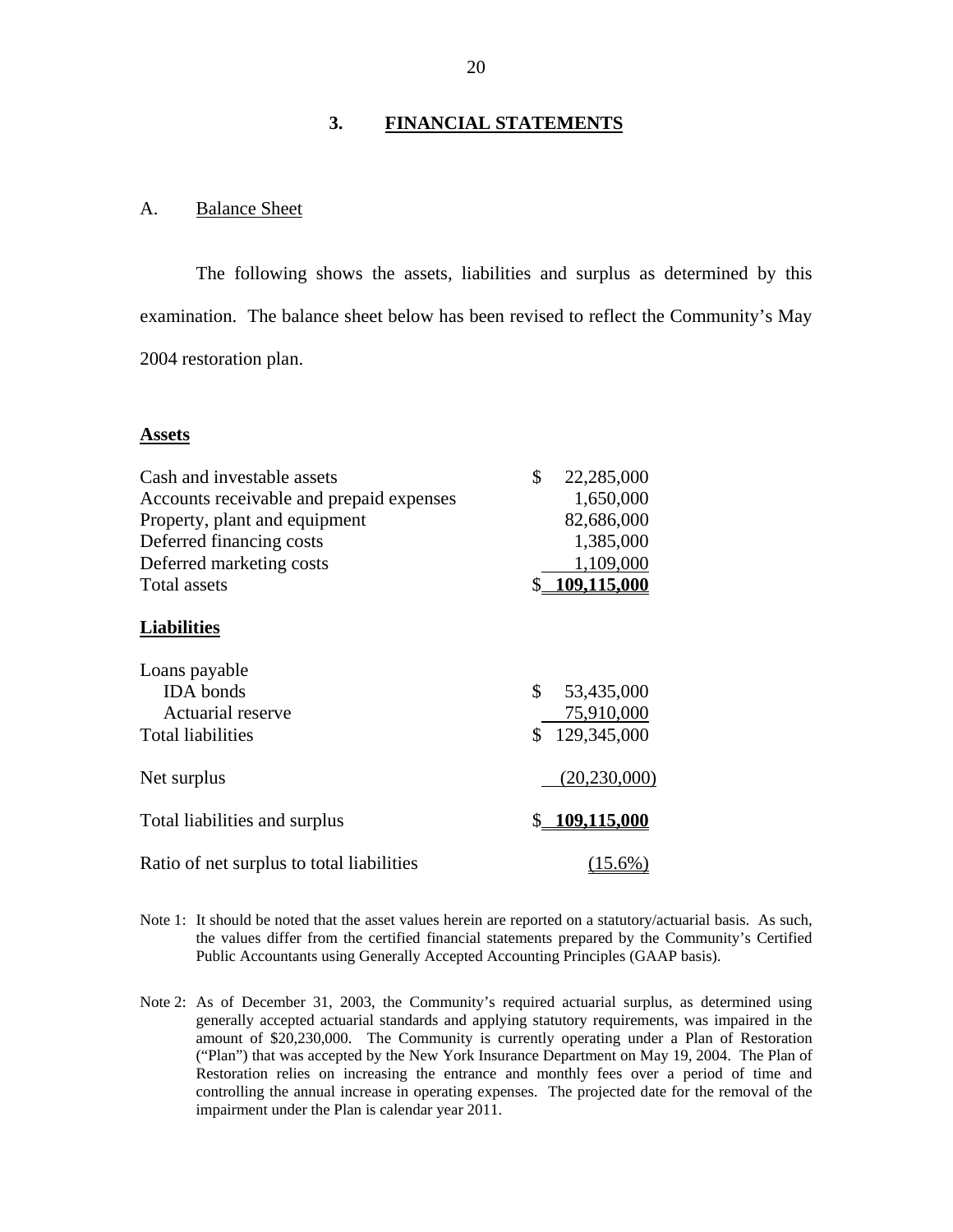## 3. FINANCIAL STATEMENTS

### A. Balance Sheet

The following shows the assets, liabilities and surplus as determined by this examination. The balance sheet below has been revised to reflect the Community's May 2004 restoration plan.

| | |
|---|---|
| **Assets** | |
| Cash and investable assets | $ 22,285,000 |
| Accounts receivable and prepaid expenses | 1,650,000 |
| Property, plant and equipment | 82,686,000 |
| Deferred financing costs | 1,385,000 |
| Deferred marketing costs | 1,109,000 |
| Total assets | **$ 109,115,000** |
| **Liabilities** | |
| Loans payable | |
| IDA bonds | $ 53,435,000 |
| Actuarial reserve | 75,910,000 |
| Total liabilities | $ 129,345,000 |
| Net surplus | (20,230,000) |
| Total liabilities and surplus | **$ 109,115,000** |
| Ratio of net surplus to total liabilities | (15.6%) |

Note 1: It should be noted that the asset values herein are reported on a statutory/actuarial basis. As such, the values differ from the certified financial statements prepared by the Community's Certified Public Accountants using Generally Accepted Accounting Principles (GAAP basis).

Note 2: As of December 31, 2003, the Community's required actuarial surplus, as determined using generally accepted actuarial standards and applying statutory requirements, was impaired in the amount of $20,230,000. The Community is currently operating under a Plan of Restoration ("Plan") that was accepted by the New York Insurance Department on May 19, 2004. The Plan of Restoration relies on increasing the entrance and monthly fees over a period of time and controlling the annual increase in operating expenses. The projected date for the removal of the impairment under the Plan is calendar year 2011.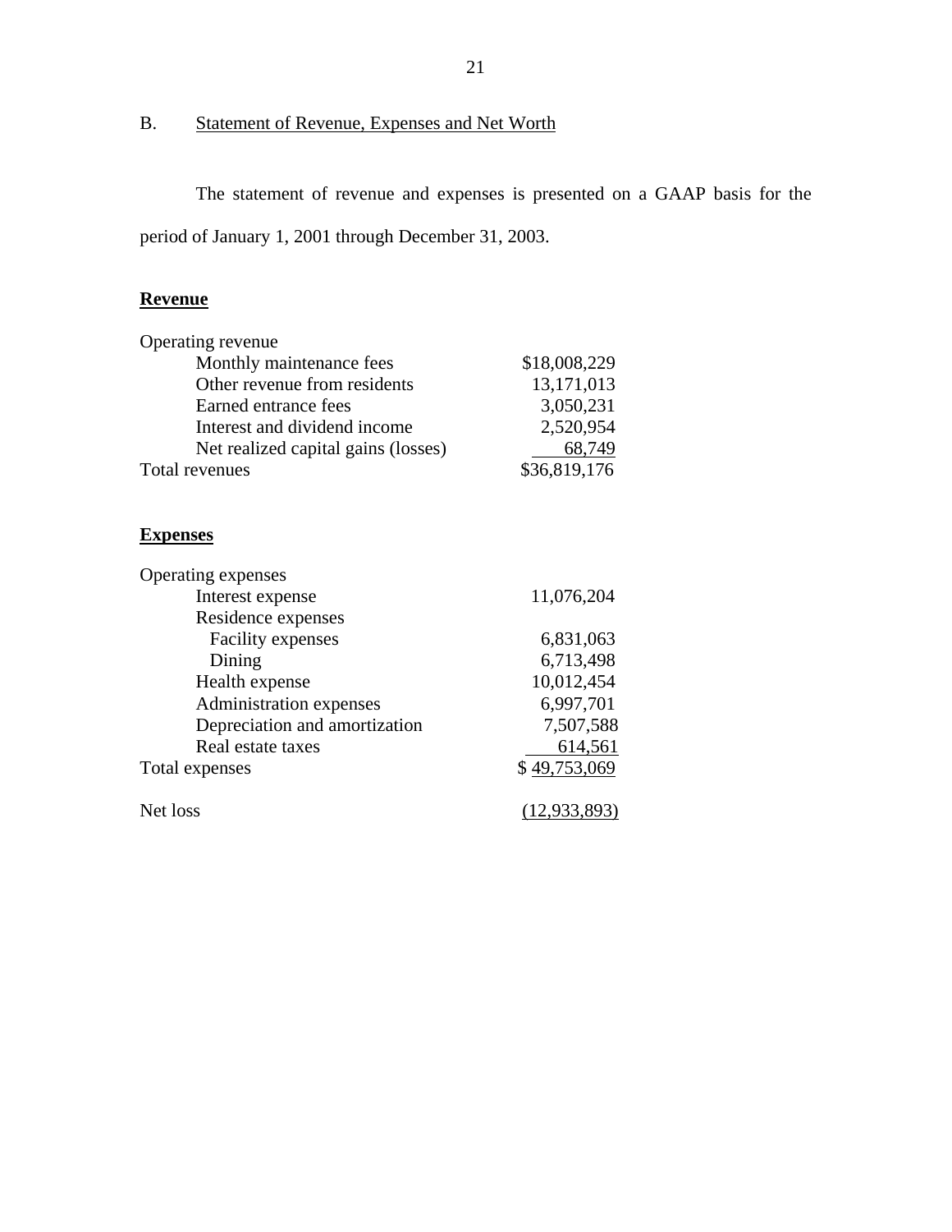B. Statement of Revenue, Expenses and Net Worth

The statement of revenue and expenses is presented on a GAAP basis for the period of January 1, 2001 through December 31, 2003.

**Revenue**

| | |
|---|---|
| Operating revenue | |
| Monthly maintenance fees | $18,008,229 |
| Other revenue from residents | 13,171,013 |
| Earned entrance fees | 3,050,231 |
| Interest and dividend income | 2,520,954 |
| Net realized capital gains (losses) | 68,749 |
| Total revenues | $36,819,176 |

**Expenses**

| | |
|---|---|
| Operating expenses | |
| Interest expense | 11,076,204 |
| Residence expenses | |
| Facility expenses | 6,831,063 |
| Dining | 6,713,498 |
| Health expense | 10,012,454 |
| Administration expenses | 6,997,701 |
| Depreciation and amortization | 7,507,588 |
| Real estate taxes | 614,561 |
| Total expenses | $ 49,753,069 |
| Net loss | (12,933,893) |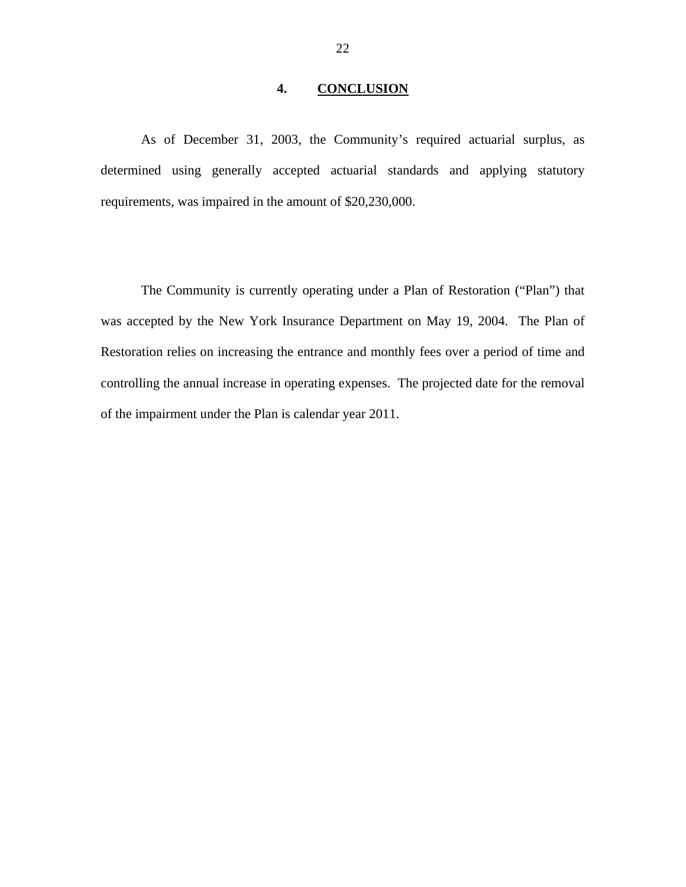## 4. CONCLUSION

As of December 31, 2003, the Community's required actuarial surplus, as determined using generally accepted actuarial standards and applying statutory requirements, was impaired in the amount of $20,230,000.

The Community is currently operating under a Plan of Restoration ("Plan") that was accepted by the New York Insurance Department on May 19, 2004. The Plan of Restoration relies on increasing the entrance and monthly fees over a period of time and controlling the annual increase in operating expenses. The projected date for the removal of the impairment under the Plan is calendar year 2011.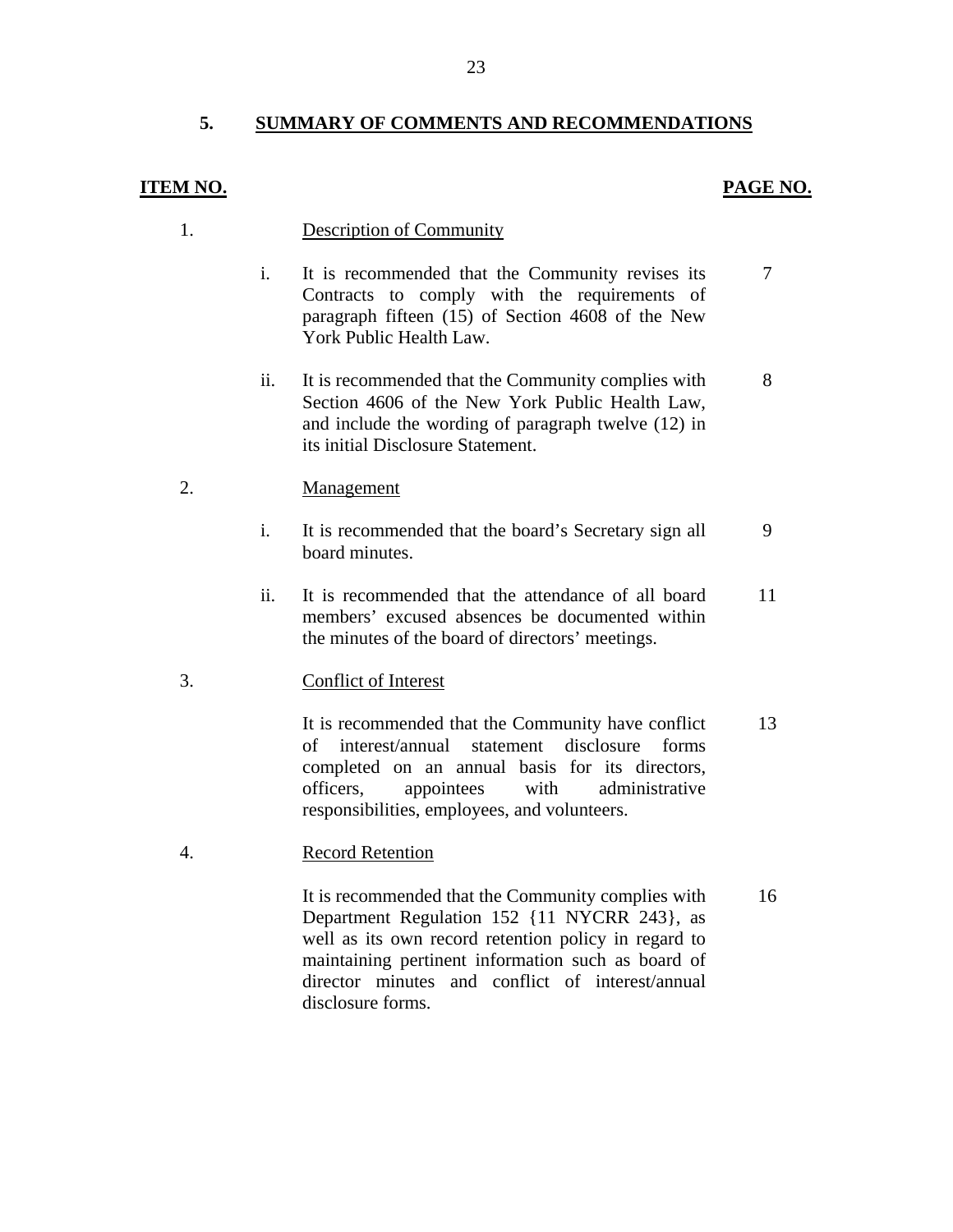## 5. SUMMARY OF COMMENTS AND RECOMMENDATIONS

| ITEM NO. | | | PAGE NO. |
|---|---|---|---|
| 1. | | Description of Community | |
| | i. | It is recommended that the Community revises its Contracts to comply with the requirements of paragraph fifteen (15) of Section 4608 of the New York Public Health Law. | 7 |
| | ii. | It is recommended that the Community complies with Section 4606 of the New York Public Health Law, and include the wording of paragraph twelve (12) in its initial Disclosure Statement. | 8 |
| 2. | | Management | |
| | i. | It is recommended that the board's Secretary sign all board minutes. | 9 |
| | ii. | It is recommended that the attendance of all board members' excused absences be documented within the minutes of the board of directors' meetings. | 11 |
| 3. | | Conflict of Interest | |
| | | It is recommended that the Community have conflict of interest/annual statement disclosure forms completed on an annual basis for its directors, officers, appointees with administrative responsibilities, employees, and volunteers. | 13 |
| 4. | | Record Retention | |
| | | It is recommended that the Community complies with Department Regulation 152 {11 NYCRR 243}, as well as its own record retention policy in regard to maintaining pertinent information such as board of director minutes and conflict of interest/annual disclosure forms. | 16 |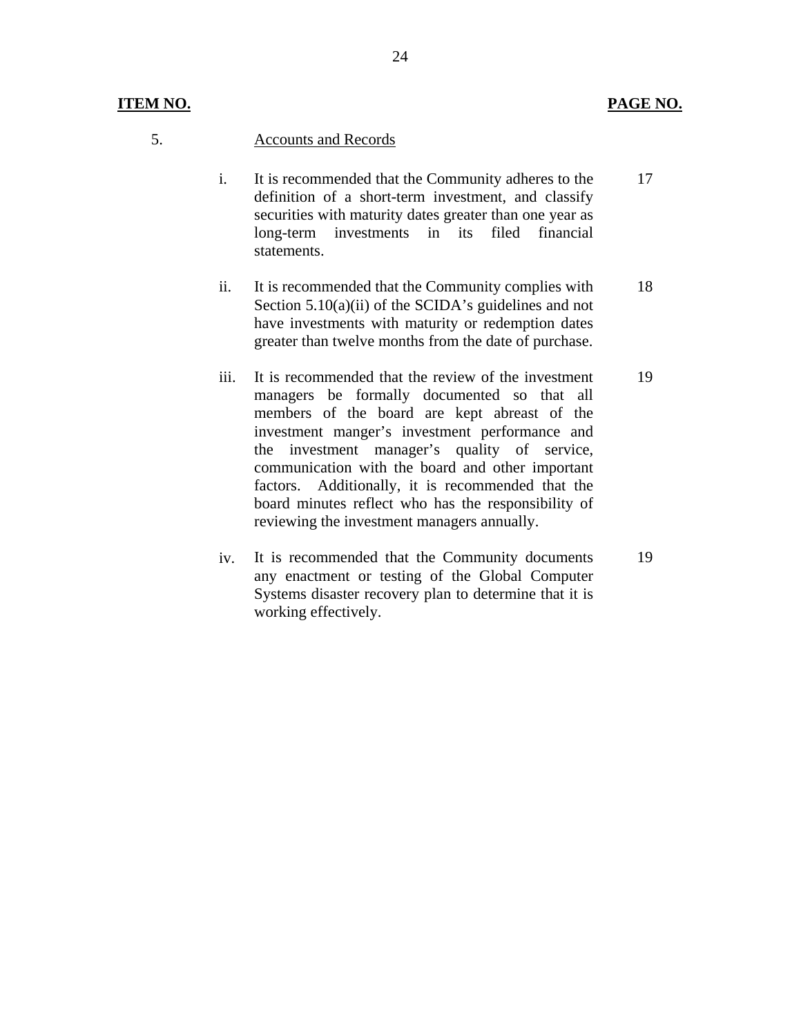| ITEM NO. | | | PAGE NO. |
|---|---|---|---|
| 5. | | Accounts and Records | |
| | i. | It is recommended that the Community adheres to the definition of a short-term investment, and classify securities with maturity dates greater than one year as long-term investments in its filed financial statements. | 17 |
| | ii. | It is recommended that the Community complies with Section 5.10(a)(ii) of the SCIDA's guidelines and not have investments with maturity or redemption dates greater than twelve months from the date of purchase. | 18 |
| | iii. | It is recommended that the review of the investment managers be formally documented so that all members of the board are kept abreast of the investment manger's investment performance and the investment manager's quality of service, communication with the board and other important factors. Additionally, it is recommended that the board minutes reflect who has the responsibility of reviewing the investment managers annually. | 19 |
| | iv. | It is recommended that the Community documents any enactment or testing of the Global Computer Systems disaster recovery plan to determine that it is working effectively. | 19 |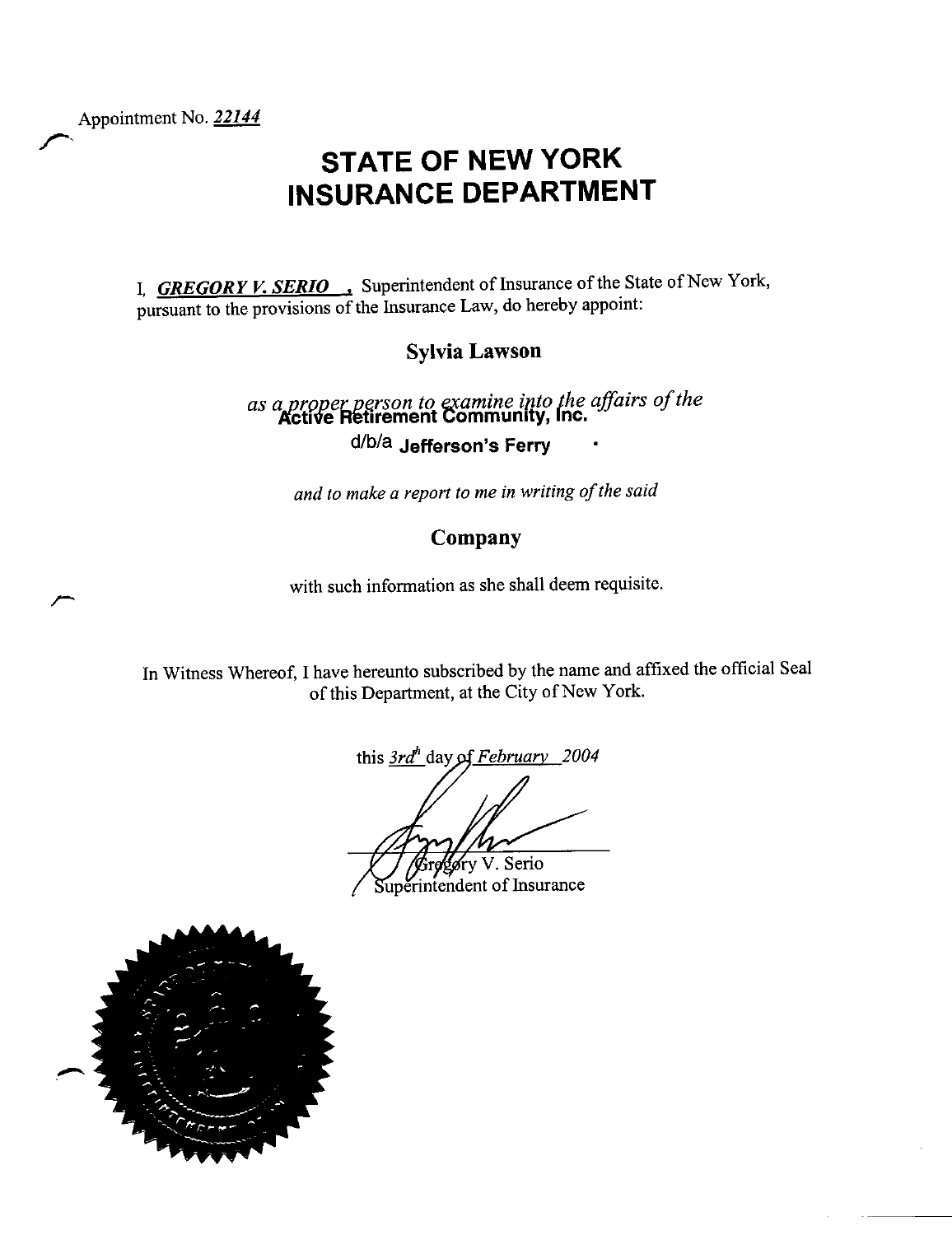Appointment No. *22144*

# STATE OF NEW YORK
# INSURANCE DEPARTMENT

I, ***GREGORY V. SERIO*** , Superintendent of Insurance of the State of New York, pursuant to the provisions of the Insurance Law, do hereby appoint:

**Sylvia Lawson**

*as a proper person to examine into the affairs of the* **Active Retirement Community, Inc.**

d/b/a **Jefferson's Ferry**

*and to make a report to me in writing of the said*

**Company**

with such information as she shall deem requisite.

In Witness Whereof, I have hereunto subscribed by the name and affixed the official Seal of this Department, at the City of New York.

this *3rd* day of *February 2004*

Gregory V. Serio
Superintendent of Insurance